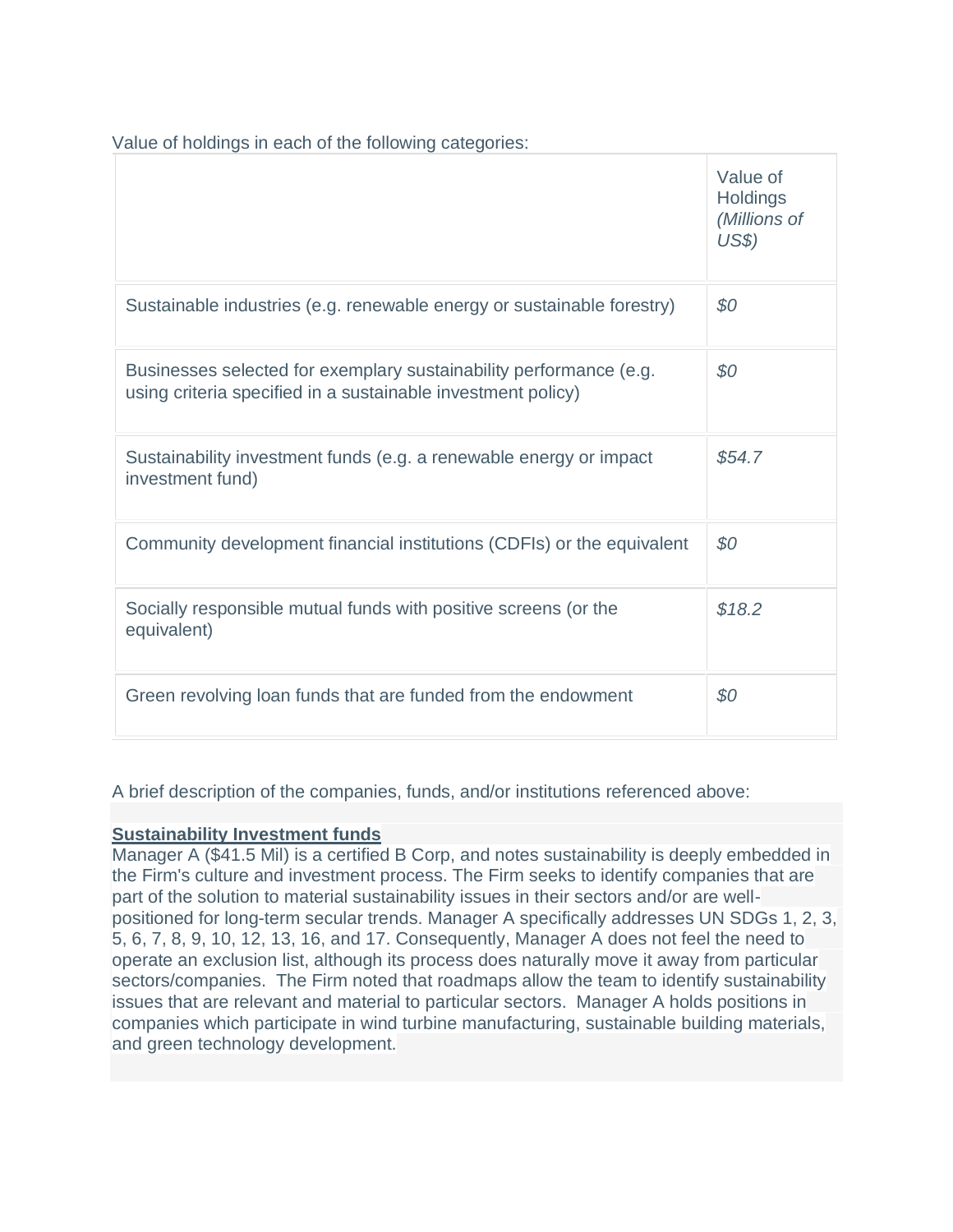Value of holdings in each of the following categories:

| | Value of Holdings *(Millions of US$)* |
|---|---|
| Sustainable industries (e.g. renewable energy or sustainable forestry) | *$0* |
| Businesses selected for exemplary sustainability performance (e.g. using criteria specified in a sustainable investment policy) | *$0* |
| Sustainability investment funds (e.g. a renewable energy or impact investment fund) | *$54.7* |
| Community development financial institutions (CDFIs) or the equivalent | *$0* |
| Socially responsible mutual funds with positive screens (or the equivalent) | *$18.2* |
| Green revolving loan funds that are funded from the endowment | *$0* |

A brief description of the companies, funds, and/or institutions referenced above:

**Sustainability Investment funds**

Manager A ($41.5 Mil) is a certified B Corp, and notes sustainability is deeply embedded in the Firm's culture and investment process. The Firm seeks to identify companies that are part of the solution to material sustainability issues in their sectors and/or are well-positioned for long-term secular trends. Manager A specifically addresses UN SDGs 1, 2, 3, 5, 6, 7, 8, 9, 10, 12, 13, 16, and 17. Consequently, Manager A does not feel the need to operate an exclusion list, although its process does naturally move it away from particular sectors/companies. The Firm noted that roadmaps allow the team to identify sustainability issues that are relevant and material to particular sectors. Manager A holds positions in companies which participate in wind turbine manufacturing, sustainable building materials, and green technology development.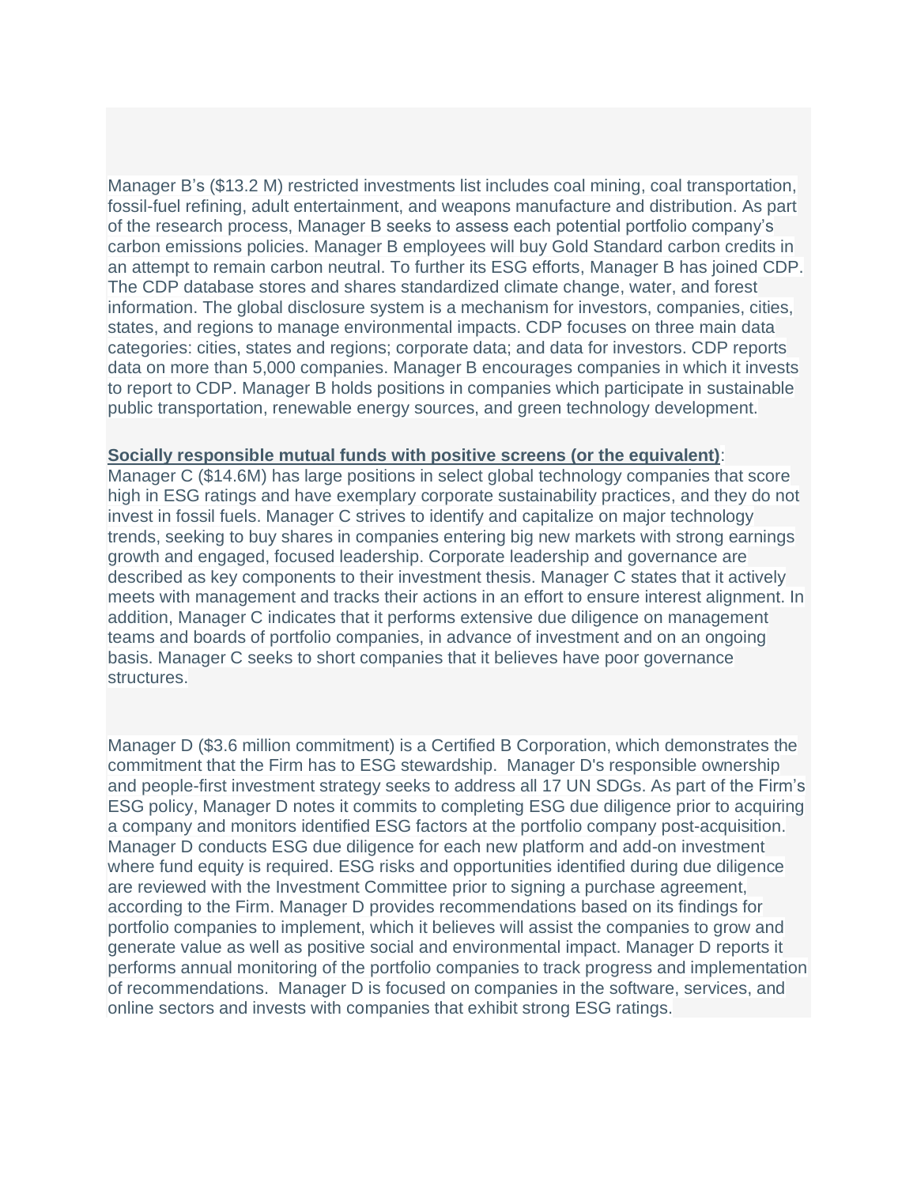Manager B's ($13.2 M) restricted investments list includes coal mining, coal transportation, fossil-fuel refining, adult entertainment, and weapons manufacture and distribution. As part of the research process, Manager B seeks to assess each potential portfolio company's carbon emissions policies. Manager B employees will buy Gold Standard carbon credits in an attempt to remain carbon neutral. To further its ESG efforts, Manager B has joined CDP. The CDP database stores and shares standardized climate change, water, and forest information. The global disclosure system is a mechanism for investors, companies, cities, states, and regions to manage environmental impacts. CDP focuses on three main data categories: cities, states and regions; corporate data; and data for investors. CDP reports data on more than 5,000 companies. Manager B encourages companies in which it invests to report to CDP. Manager B holds positions in companies which participate in sustainable public transportation, renewable energy sources, and green technology development.

**Socially responsible mutual funds with positive screens (or the equivalent)**:
Manager C ($14.6M) has large positions in select global technology companies that score high in ESG ratings and have exemplary corporate sustainability practices, and they do not invest in fossil fuels. Manager C strives to identify and capitalize on major technology trends, seeking to buy shares in companies entering big new markets with strong earnings growth and engaged, focused leadership. Corporate leadership and governance are described as key components to their investment thesis. Manager C states that it actively meets with management and tracks their actions in an effort to ensure interest alignment. In addition, Manager C indicates that it performs extensive due diligence on management teams and boards of portfolio companies, in advance of investment and on an ongoing basis. Manager C seeks to short companies that it believes have poor governance structures.

Manager D ($3.6 million commitment) is a Certified B Corporation, which demonstrates the commitment that the Firm has to ESG stewardship. Manager D's responsible ownership and people-first investment strategy seeks to address all 17 UN SDGs. As part of the Firm's ESG policy, Manager D notes it commits to completing ESG due diligence prior to acquiring a company and monitors identified ESG factors at the portfolio company post-acquisition. Manager D conducts ESG due diligence for each new platform and add-on investment where fund equity is required. ESG risks and opportunities identified during due diligence are reviewed with the Investment Committee prior to signing a purchase agreement, according to the Firm. Manager D provides recommendations based on its findings for portfolio companies to implement, which it believes will assist the companies to grow and generate value as well as positive social and environmental impact. Manager D reports it performs annual monitoring of the portfolio companies to track progress and implementation of recommendations. Manager D is focused on companies in the software, services, and online sectors and invests with companies that exhibit strong ESG ratings.